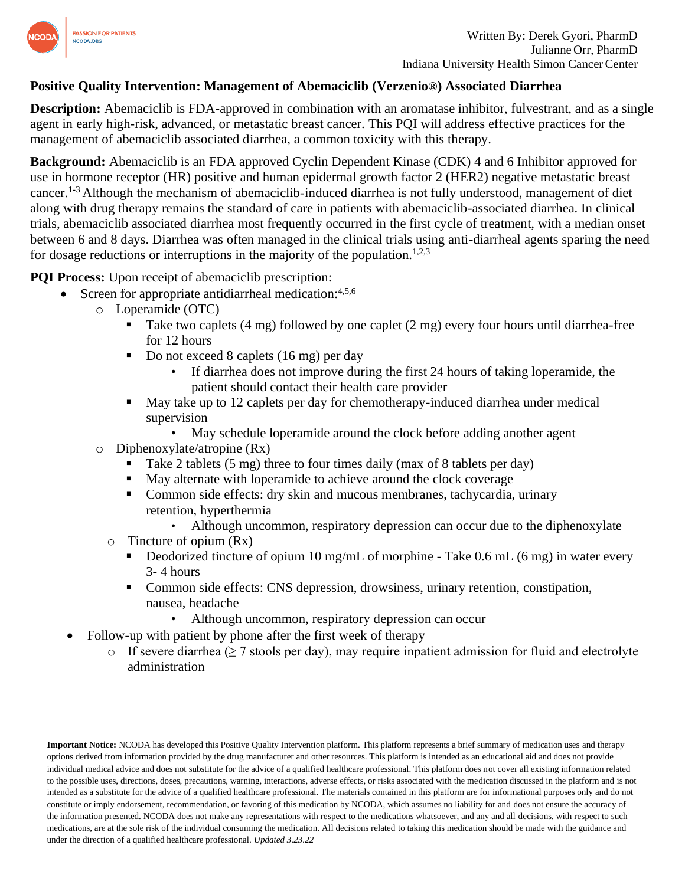Written By: Derek Gyori, PharmD
Julianne Orr, PharmD
Indiana University Health Simon Cancer Center

**Positive Quality Intervention: Management of Abemaciclib (Verzenio®) Associated Diarrhea**

**Description:** Abemaciclib is FDA-approved in combination with an aromatase inhibitor, fulvestrant, and as a single agent in early high-risk, advanced, or metastatic breast cancer. This PQI will address effective practices for the management of abemaciclib associated diarrhea, a common toxicity with this therapy.

**Background:** Abemaciclib is an FDA approved Cyclin Dependent Kinase (CDK) 4 and 6 Inhibitor approved for use in hormone receptor (HR) positive and human epidermal growth factor 2 (HER2) negative metastatic breast cancer.[1-3] Although the mechanism of abemaciclib-induced diarrhea is not fully understood, management of diet along with drug therapy remains the standard of care in patients with abemaciclib-associated diarrhea. In clinical trials, abemaciclib associated diarrhea most frequently occurred in the first cycle of treatment, with a median onset between 6 and 8 days. Diarrhea was often managed in the clinical trials using anti-diarrheal agents sparing the need for dosage reductions or interruptions in the majority of the population.[1,2,3]

**PQI Process:** Upon receipt of abemaciclib prescription:

- Screen for appropriate antidiarrheal medication:[4,5,6]
  - Loperamide (OTC)
    - Take two caplets (4 mg) followed by one caplet (2 mg) every four hours until diarrhea-free for 12 hours
    - Do not exceed 8 caplets (16 mg) per day
      - If diarrhea does not improve during the first 24 hours of taking loperamide, the patient should contact their health care provider
    - May take up to 12 caplets per day for chemotherapy-induced diarrhea under medical supervision
      - May schedule loperamide around the clock before adding another agent
  - Diphenoxylate/atropine (Rx)
    - Take 2 tablets (5 mg) three to four times daily (max of 8 tablets per day)
    - May alternate with loperamide to achieve around the clock coverage
    - Common side effects: dry skin and mucous membranes, tachycardia, urinary retention, hyperthermia
      - Although uncommon, respiratory depression can occur due to the diphenoxylate
  - Tincture of opium (Rx)
    - Deodorized tincture of opium 10 mg/mL of morphine - Take 0.6 mL (6 mg) in water every 3- 4 hours
    - Common side effects: CNS depression, drowsiness, urinary retention, constipation, nausea, headache
      - Although uncommon, respiratory depression can occur
- Follow-up with patient by phone after the first week of therapy
  - If severe diarrhea (≥ 7 stools per day), may require inpatient admission for fluid and electrolyte administration

**Important Notice:** NCODA has developed this Positive Quality Intervention platform. This platform represents a brief summary of medication uses and therapy options derived from information provided by the drug manufacturer and other resources. This platform is intended as an educational aid and does not provide individual medical advice and does not substitute for the advice of a qualified healthcare professional. This platform does not cover all existing information related to the possible uses, directions, doses, precautions, warning, interactions, adverse effects, or risks associated with the medication discussed in the platform and is not intended as a substitute for the advice of a qualified healthcare professional. The materials contained in this platform are for informational purposes only and do not constitute or imply endorsement, recommendation, or favoring of this medication by NCODA, which assumes no liability for and does not ensure the accuracy of the information presented. NCODA does not make any representations with respect to the medications whatsoever, and any and all decisions, with respect to such medications, are at the sole risk of the individual consuming the medication. All decisions related to taking this medication should be made with the guidance and under the direction of a qualified healthcare professional. *Updated 3.23.22*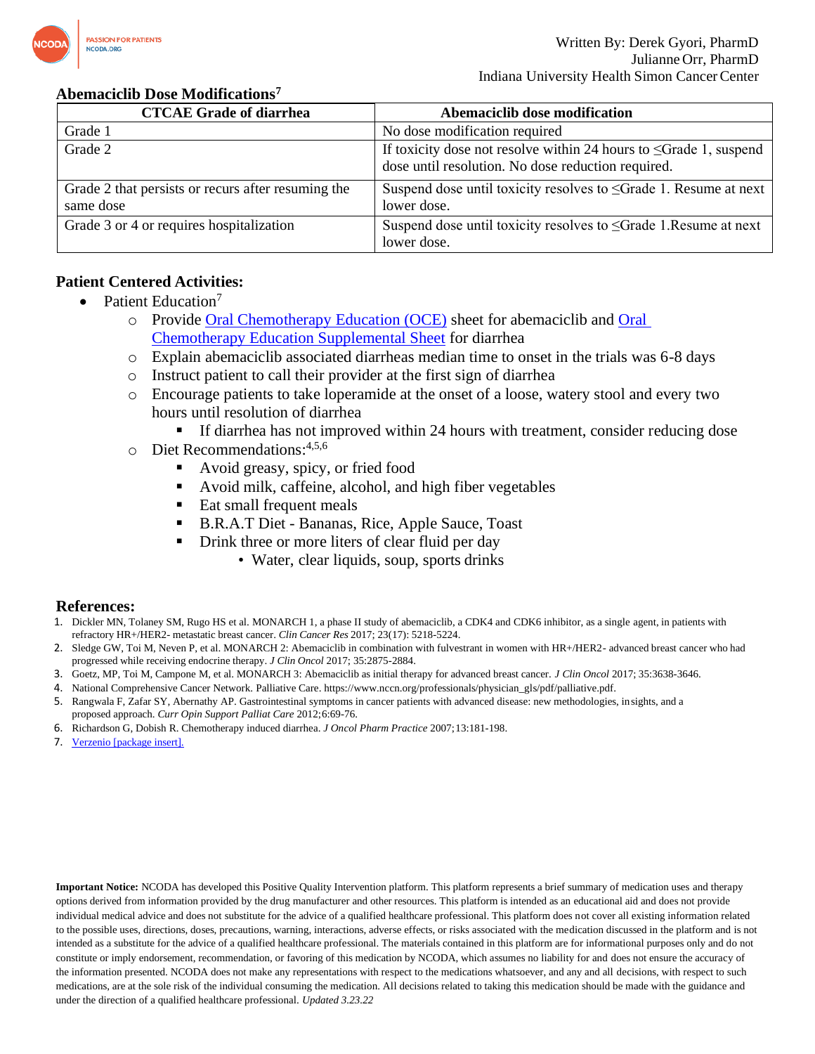## Abemaciclib Dose Modifications[7]

| CTCAE Grade of diarrhea | Abemaciclib dose modification |
|---|---|
| Grade 1 | No dose modification required |
| Grade 2 | If toxicity dose not resolve within 24 hours to ≤Grade 1, suspend dose until resolution. No dose reduction required. |
| Grade 2 that persists or recurs after resuming the same dose | Suspend dose until toxicity resolves to ≤Grade 1. Resume at next lower dose. |
| Grade 3 or 4 or requires hospitalization | Suspend dose until toxicity resolves to ≤Grade 1.Resume at next lower dose. |

## Patient Centered Activities:

- Patient Education[7]
  - Provide Oral Chemotherapy Education (OCE) sheet for abemaciclib and Oral Chemotherapy Education Supplemental Sheet for diarrhea
  - Explain abemaciclib associated diarrheas median time to onset in the trials was 6-8 days
  - Instruct patient to call their provider at the first sign of diarrhea
  - Encourage patients to take loperamide at the onset of a loose, watery stool and every two hours until resolution of diarrhea
    - If diarrhea has not improved within 24 hours with treatment, consider reducing dose
  - Diet Recommendations:[4,5,6]
    - Avoid greasy, spicy, or fried food
    - Avoid milk, caffeine, alcohol, and high fiber vegetables
    - Eat small frequent meals
    - B.R.A.T Diet - Bananas, Rice, Apple Sauce, Toast
    - Drink three or more liters of clear fluid per day
      - Water, clear liquids, soup, sports drinks

## References:

1. Dickler MN, Tolaney SM, Rugo HS et al. MONARCH 1, a phase II study of abemaciclib, a CDK4 and CDK6 inhibitor, as a single agent, in patients with refractory HR+/HER2- metastatic breast cancer. *Clin Cancer Res* 2017; 23(17): 5218-5224.
2. Sledge GW, Toi M, Neven P, et al. MONARCH 2: Abemaciclib in combination with fulvestrant in women with HR+/HER2- advanced breast cancer who had progressed while receiving endocrine therapy. *J Clin Oncol* 2017; 35:2875-2884.
3. Goetz, MP, Toi M, Campone M, et al. MONARCH 3: Abemaciclib as initial therapy for advanced breast cancer. *J Clin Oncol* 2017; 35:3638-3646.
4. National Comprehensive Cancer Network. Palliative Care. https://www.nccn.org/professionals/physician_gls/pdf/palliative.pdf.
5. Rangwala F, Zafar SY, Abernathy AP. Gastrointestinal symptoms in cancer patients with advanced disease: new methodologies, insights, and a proposed approach. *Curr Opin Support Palliat Care* 2012;6:69-76.
6. Richardson G, Dobish R. Chemotherapy induced diarrhea. *J Oncol Pharm Practice* 2007;13:181-198.
7. Verzenio [package insert].

**Important Notice:** NCODA has developed this Positive Quality Intervention platform. This platform represents a brief summary of medication uses and therapy options derived from information provided by the drug manufacturer and other resources. This platform is intended as an educational aid and does not provide individual medical advice and does not substitute for the advice of a qualified healthcare professional. This platform does not cover all existing information related to the possible uses, directions, doses, precautions, warning, interactions, adverse effects, or risks associated with the medication discussed in the platform and is not intended as a substitute for the advice of a qualified healthcare professional. The materials contained in this platform are for informational purposes only and do not constitute or imply endorsement, recommendation, or favoring of this medication by NCODA, which assumes no liability for and does not ensure the accuracy of the information presented. NCODA does not make any representations with respect to the medications whatsoever, and any and all decisions, with respect to such medications, are at the sole risk of the individual consuming the medication. All decisions related to taking this medication should be made with the guidance and under the direction of a qualified healthcare professional. *Updated 3.23.22*